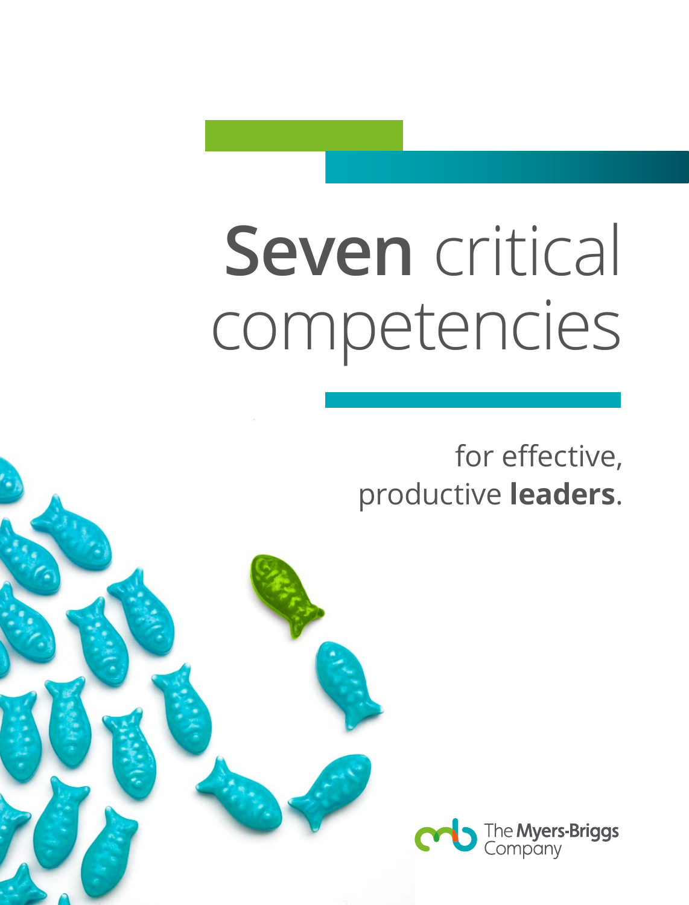# **Seven** critical competencies

for effective, productive **leaders**.

The **Myers-Briggs** Company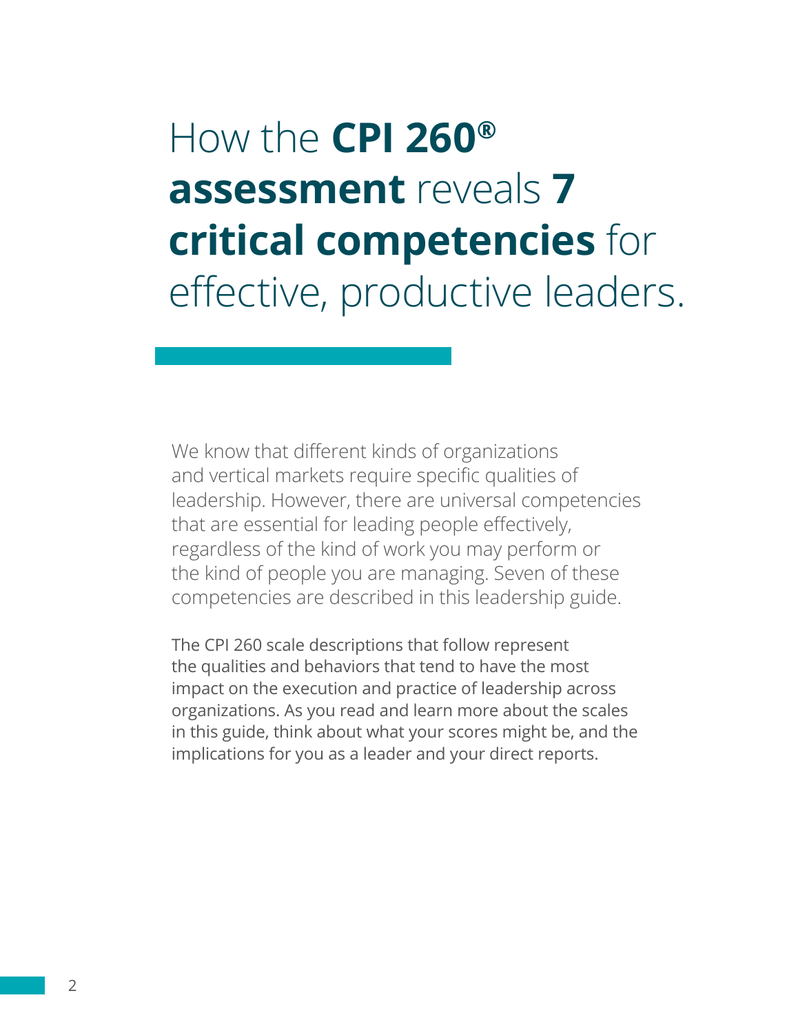# How the **CPI 260® assessment** reveals **7 critical competencies** for effective, productive leaders.

We know that different kinds of organizations and vertical markets require specific qualities of leadership. However, there are universal competencies that are essential for leading people effectively, regardless of the kind of work you may perform or the kind of people you are managing. Seven of these competencies are described in this leadership guide.

The CPI 260 scale descriptions that follow represent the qualities and behaviors that tend to have the most impact on the execution and practice of leadership across organizations. As you read and learn more about the scales in this guide, think about what your scores might be, and the implications for you as a leader and your direct reports.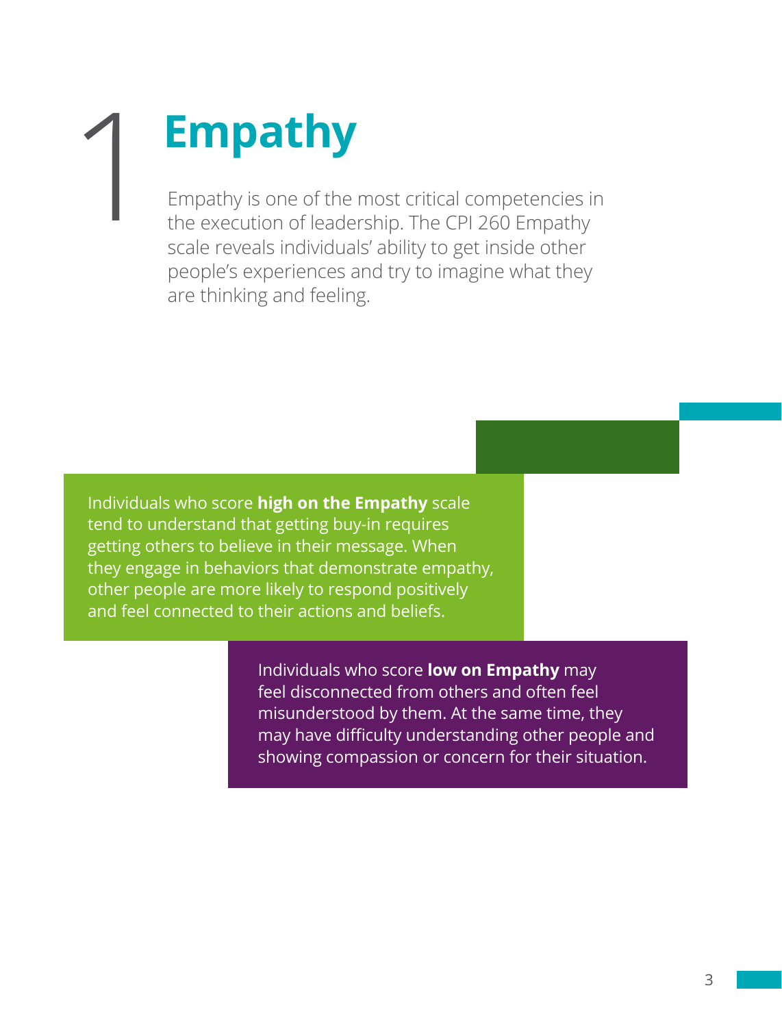# 1 Empathy

Empathy is one of the most critical competencies in the execution of leadership. The CPI 260 Empathy scale reveals individuals' ability to get inside other people's experiences and try to imagine what they are thinking and feeling.

Individuals who score **high on the Empathy** scale tend to understand that getting buy-in requires getting others to believe in their message. When they engage in behaviors that demonstrate empathy, other people are more likely to respond positively and feel connected to their actions and beliefs.

Individuals who score **low on Empathy** may feel disconnected from others and often feel misunderstood by them. At the same time, they may have difficulty understanding other people and showing compassion or concern for their situation.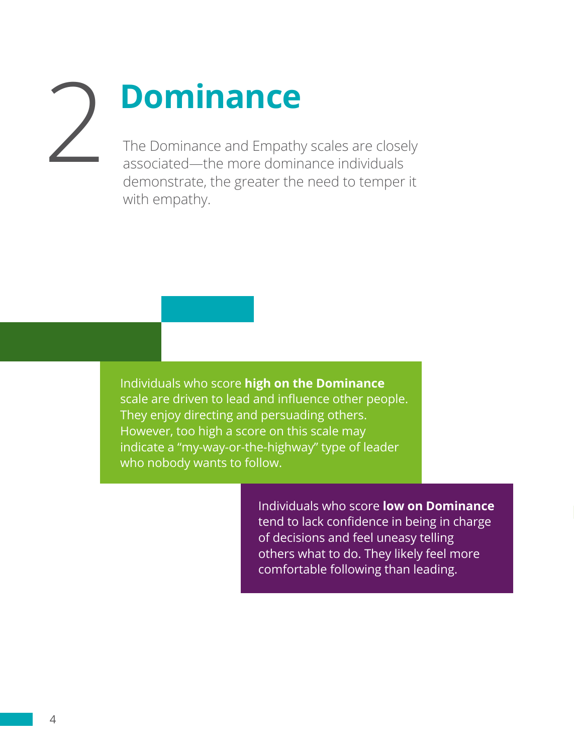# 2 Dominance

The Dominance and Empathy scales are closely associated—the more dominance individuals demonstrate, the greater the need to temper it with empathy.

Individuals who score **high on the Dominance** scale are driven to lead and influence other people. They enjoy directing and persuading others. However, too high a score on this scale may indicate a "my-way-or-the-highway" type of leader who nobody wants to follow.

Individuals who score **low on Dominance** tend to lack confidence in being in charge of decisions and feel uneasy telling others what to do. They likely feel more comfortable following than leading.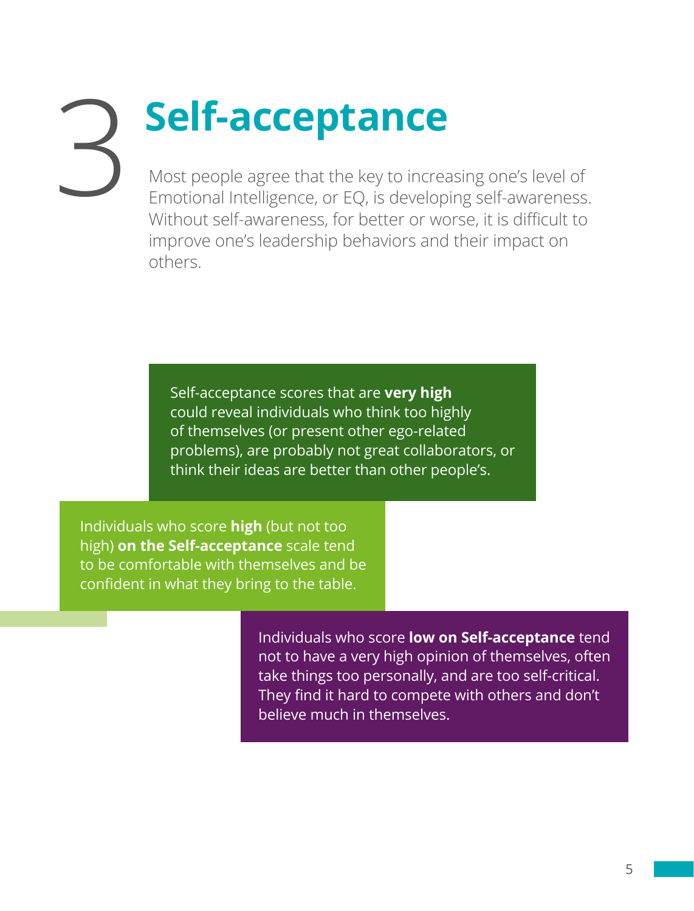# 3 Self-acceptance

Most people agree that the key to increasing one's level of Emotional Intelligence, or EQ, is developing self-awareness. Without self-awareness, for better or worse, it is difficult to improve one's leadership behaviors and their impact on others.

Self-acceptance scores that are **very high** could reveal individuals who think too highly of themselves (or present other ego-related problems), are probably not great collaborators, or think their ideas are better than other people's.

Individuals who score **high** (but not too high) **on the Self-acceptance** scale tend to be comfortable with themselves and be confident in what they bring to the table.

Individuals who score **low on Self-acceptance** tend not to have a very high opinion of themselves, often take things too personally, and are too self-critical. They find it hard to compete with others and don't believe much in themselves.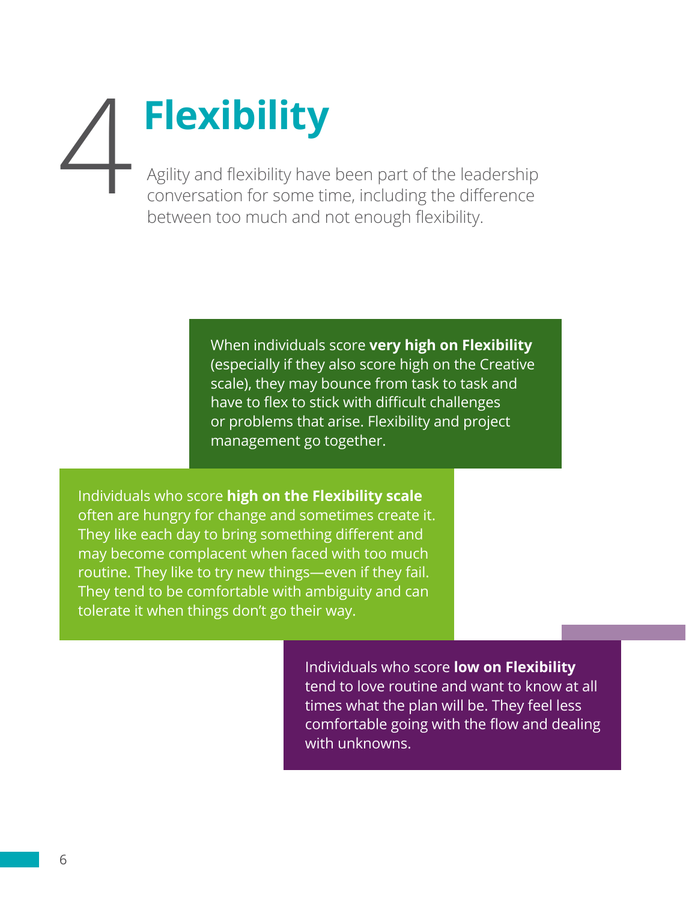# 4 Flexibility

Agility and flexibility have been part of the leadership conversation for some time, including the difference between too much and not enough flexibility.

When individuals score **very high on Flexibility** (especially if they also score high on the Creative scale), they may bounce from task to task and have to flex to stick with difficult challenges or problems that arise. Flexibility and project management go together.

Individuals who score **high on the Flexibility scale** often are hungry for change and sometimes create it. They like each day to bring something different and may become complacent when faced with too much routine. They like to try new things—even if they fail. They tend to be comfortable with ambiguity and can tolerate it when things don't go their way.

Individuals who score **low on Flexibility** tend to love routine and want to know at all times what the plan will be. They feel less comfortable going with the flow and dealing with unknowns.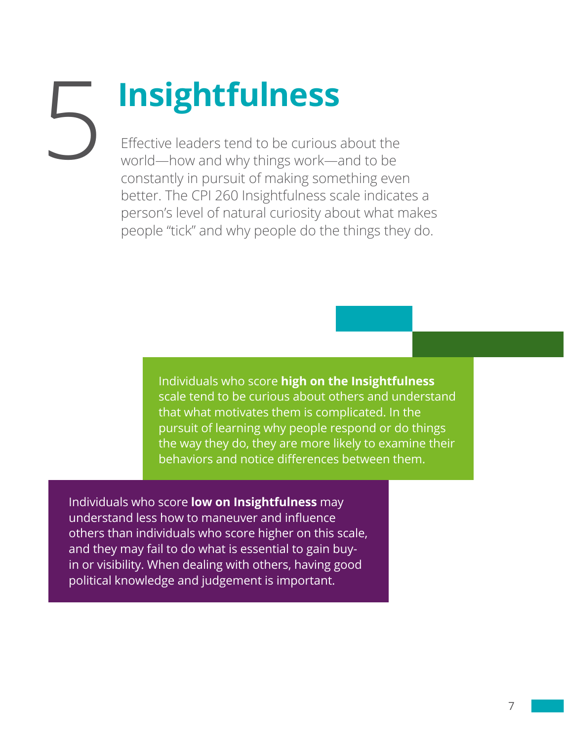# 5 Insightfulness

Effective leaders tend to be curious about the world—how and why things work—and to be constantly in pursuit of making something even better. The CPI 260 Insightfulness scale indicates a person's level of natural curiosity about what makes people "tick" and why people do the things they do.

Individuals who score **high on the Insightfulness** scale tend to be curious about others and understand that what motivates them is complicated. In the pursuit of learning why people respond or do things the way they do, they are more likely to examine their behaviors and notice differences between them.

Individuals who score **low on Insightfulness** may understand less how to maneuver and influence others than individuals who score higher on this scale, and they may fail to do what is essential to gain buy-in or visibility. When dealing with others, having good political knowledge and judgement is important.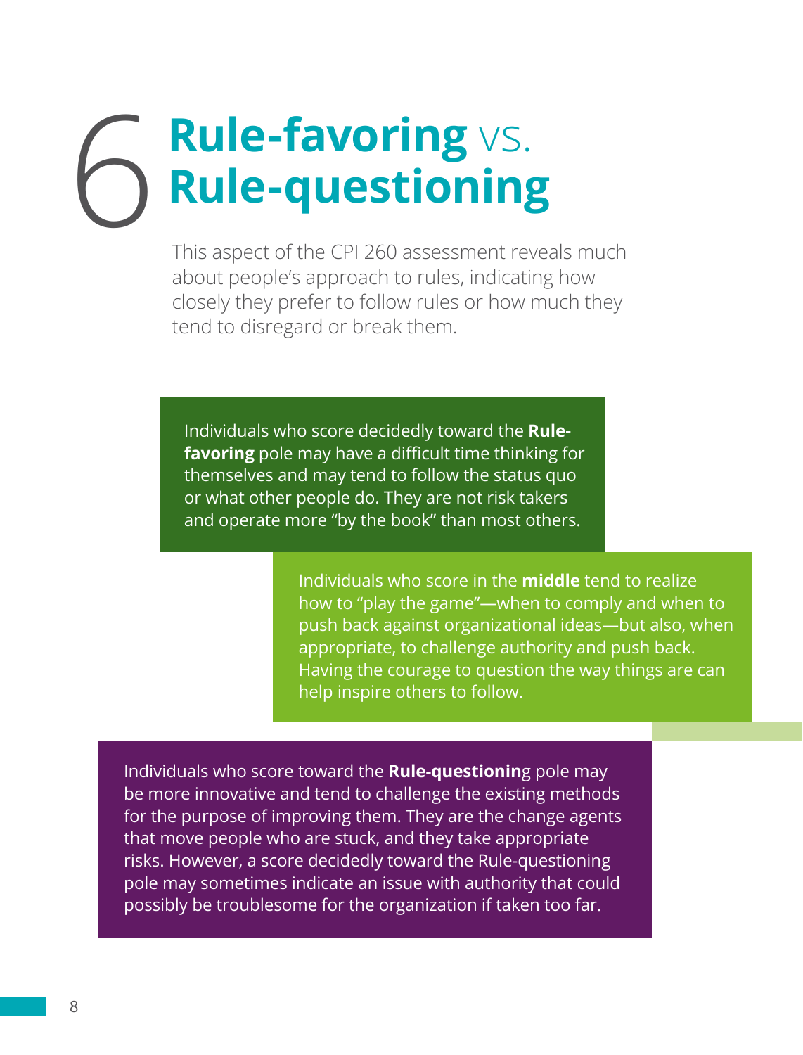# 6 Rule-favoring vs. Rule-questioning

This aspect of the CPI 260 assessment reveals much about people's approach to rules, indicating how closely they prefer to follow rules or how much they tend to disregard or break them.

Individuals who score decidedly toward the **Rule-favoring** pole may have a difficult time thinking for themselves and may tend to follow the status quo or what other people do. They are not risk takers and operate more "by the book" than most others.

Individuals who score in the **middle** tend to realize how to "play the game"—when to comply and when to push back against organizational ideas—but also, when appropriate, to challenge authority and push back. Having the courage to question the way things are can help inspire others to follow.

Individuals who score toward the **Rule-questioning** pole may be more innovative and tend to challenge the existing methods for the purpose of improving them. They are the change agents that move people who are stuck, and they take appropriate risks. However, a score decidedly toward the Rule-questioning pole may sometimes indicate an issue with authority that could possibly be troublesome for the organization if taken too far.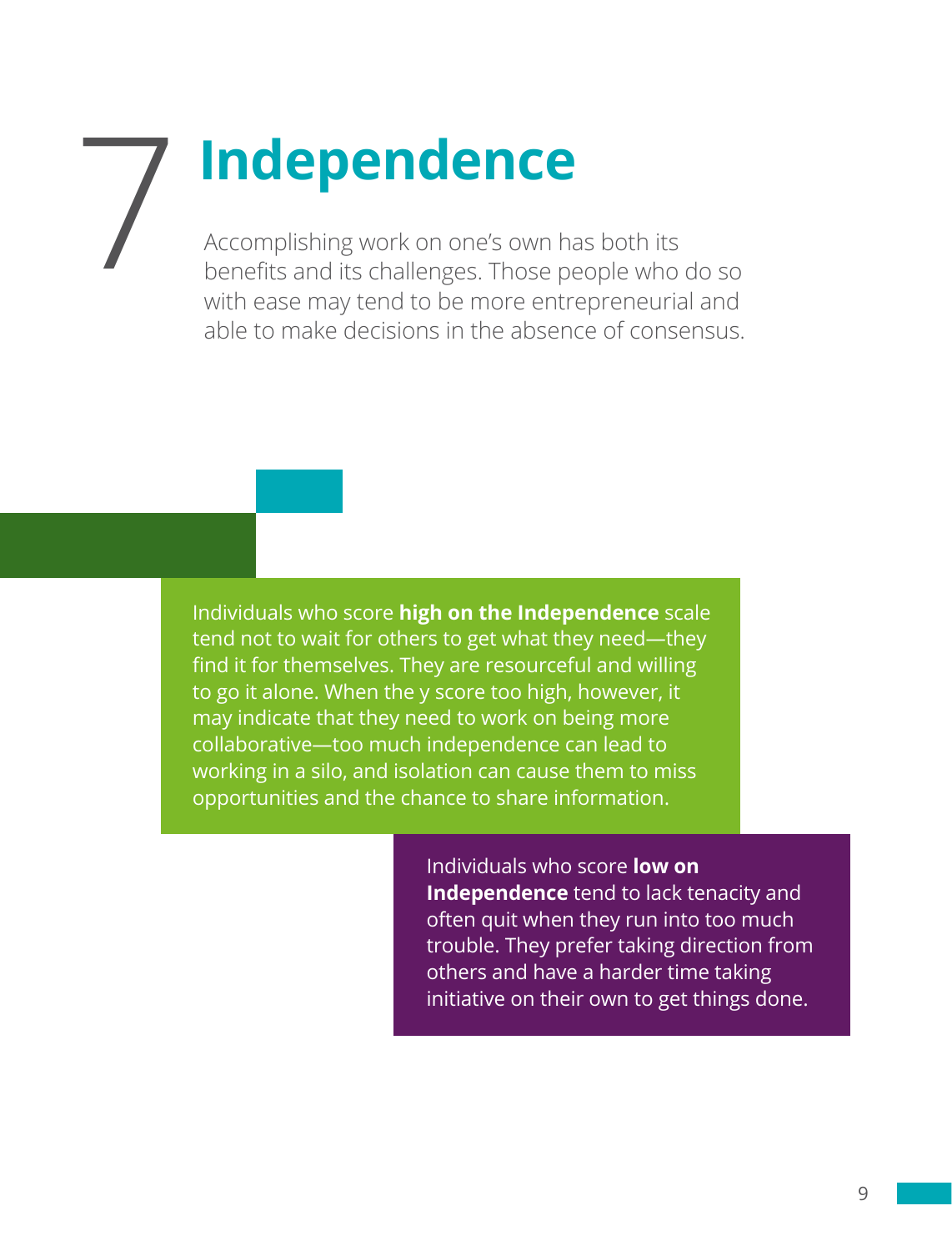# 7 Independence

Accomplishing work on one's own has both its benefits and its challenges. Those people who do so with ease may tend to be more entrepreneurial and able to make decisions in the absence of consensus.

Individuals who score **high on the Independence** scale tend not to wait for others to get what they need—they find it for themselves. They are resourceful and willing to go it alone. When the y score too high, however, it may indicate that they need to work on being more collaborative—too much independence can lead to working in a silo, and isolation can cause them to miss opportunities and the chance to share information.

Individuals who score **low on Independence** tend to lack tenacity and often quit when they run into too much trouble. They prefer taking direction from others and have a harder time taking initiative on their own to get things done.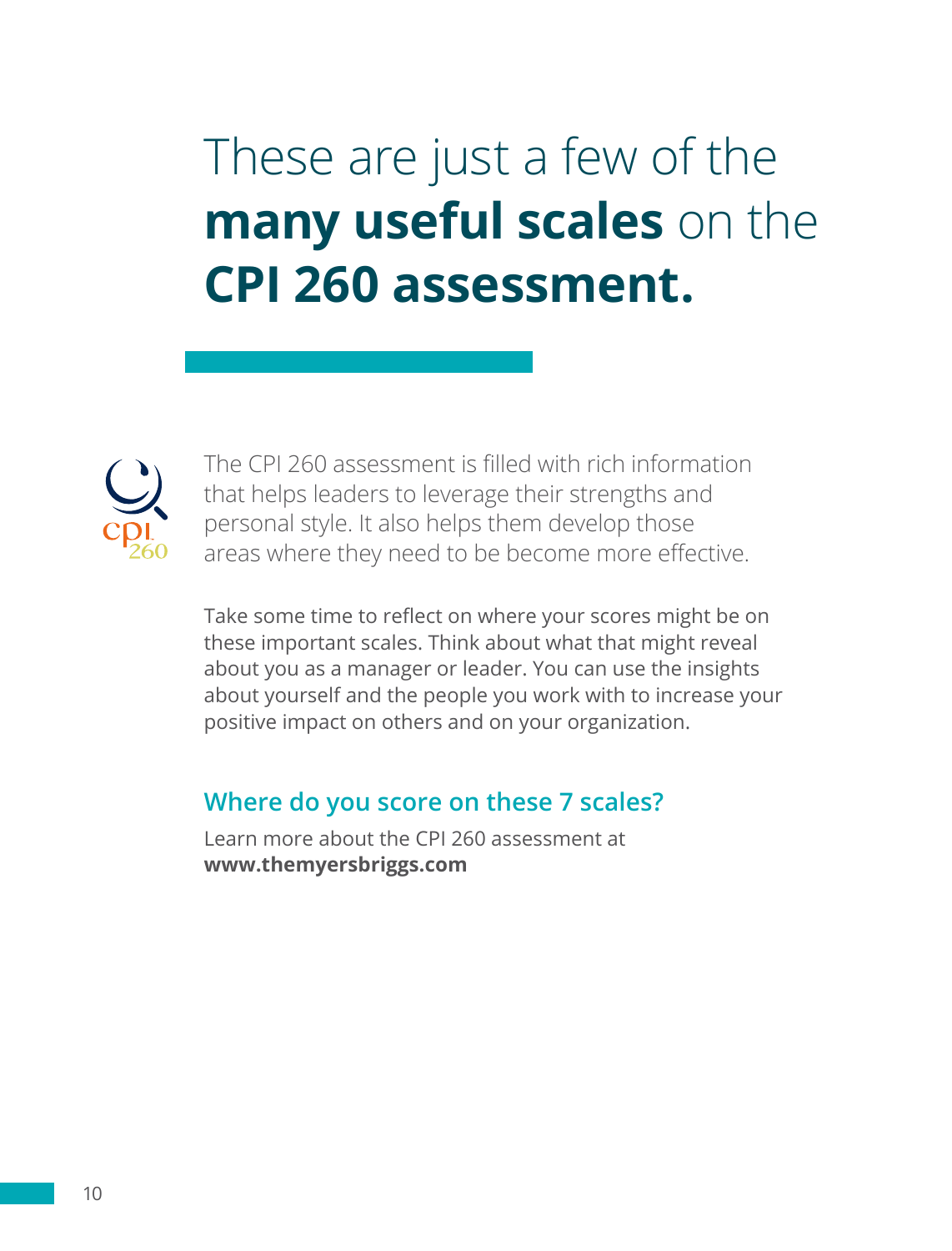# These are just a few of the **many useful scales** on the **CPI 260 assessment.**

The CPI 260 assessment is filled with rich information that helps leaders to leverage their strengths and personal style. It also helps them develop those areas where they need to be become more effective.

Take some time to reflect on where your scores might be on these important scales. Think about what that might reveal about you as a manager or leader. You can use the insights about yourself and the people you work with to increase your positive impact on others and on your organization.

### Where do you score on these 7 scales?

Learn more about the CPI 260 assessment at **www.themyersbriggs.com**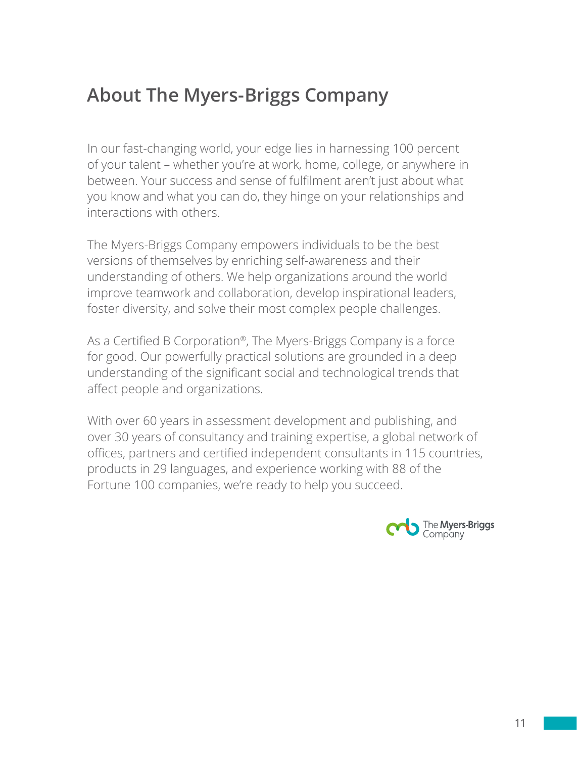## About The Myers-Briggs Company

In our fast-changing world, your edge lies in harnessing 100 percent of your talent – whether you're at work, home, college, or anywhere in between. Your success and sense of fulfilment aren't just about what you know and what you can do, they hinge on your relationships and interactions with others.

The Myers-Briggs Company empowers individuals to be the best versions of themselves by enriching self-awareness and their understanding of others. We help organizations around the world improve teamwork and collaboration, develop inspirational leaders, foster diversity, and solve their most complex people challenges.

As a Certified B Corporation®, The Myers-Briggs Company is a force for good. Our powerfully practical solutions are grounded in a deep understanding of the significant social and technological trends that affect people and organizations.

With over 60 years in assessment development and publishing, and over 30 years of consultancy and training expertise, a global network of offices, partners and certified independent consultants in 115 countries, products in 29 languages, and experience working with 88 of the Fortune 100 companies, we're ready to help you succeed.

The Myers-Briggs Company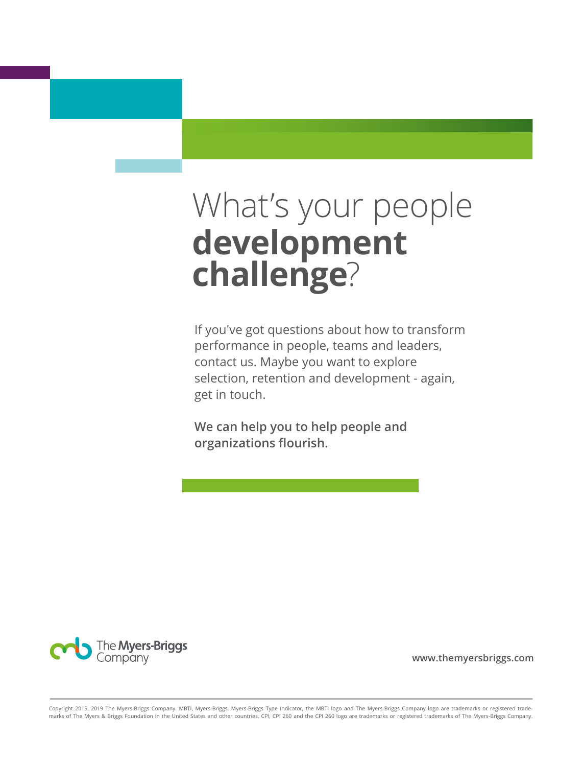# What's your people **development challenge**?

If you've got questions about how to transform performance in people, teams and leaders, contact us. Maybe you want to explore selection, retention and development - again, get in touch.

**We can help you to help people and organizations flourish.**

The **Myers-Briggs** Company

**www.themyersbriggs.com**

Copyright 2015, 2019 The Myers-Briggs Company. MBTI, Myers-Briggs, Myers-Briggs Type Indicator, the MBTI logo and The Myers-Briggs Company logo are trademarks or registered trademarks of The Myers & Briggs Foundation in the United States and other countries. CPI, CPI 260 and the CPI 260 logo are trademarks or registered trademarks of The Myers-Briggs Company.